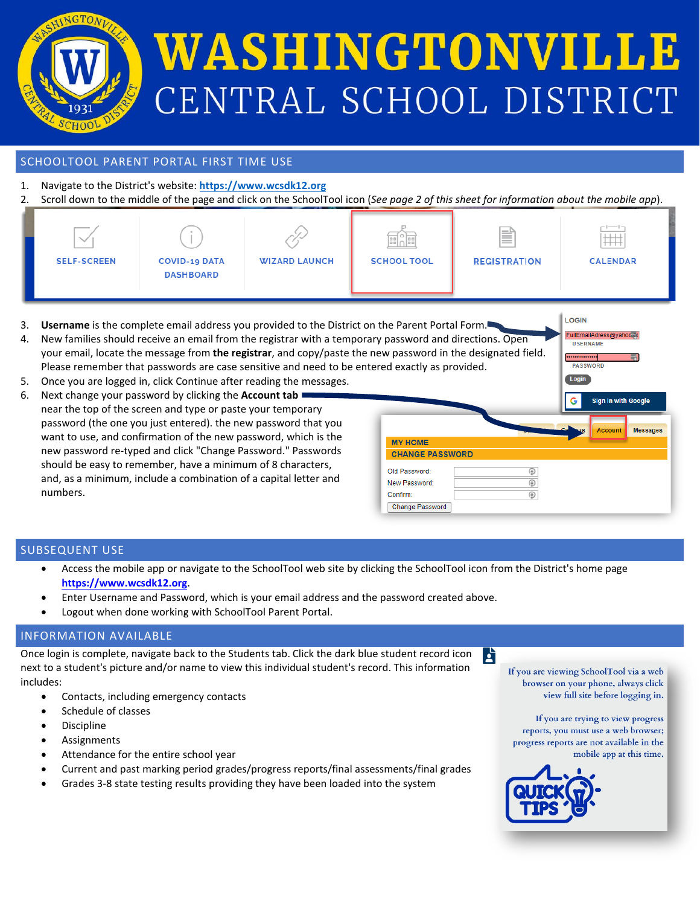# WASHINGTONVILLE CENTRAL SCHOOL DISTRICT

## SCHOOLTOOL PARENT PORTAL FIRST TIME USE

1. Navigate to the District's website: **https://www.wcsdk12.org**
2. Scroll down to the middle of the page and click on the SchoolTool icon (*See page 2 of this sheet for information about the mobile app*).

SELF-SCREEN | COVID-19 DATA DASHBOARD | WIZARD LAUNCH | SCHOOL TOOL | REGISTRATION | CALENDAR

3. **Username** is the complete email address you provided to the District on the Parent Portal Form.
4. New families should receive an email from the registrar with a temporary password and directions. Open your email, locate the message from **the registrar**, and copy/paste the new password in the designated field. Please remember that passwords are case sensitive and need to be entered exactly as provided.
5. Once you are logged in, click Continue after reading the messages.
6. Next change your password by clicking the **Account tab** near the top of the screen and type or paste your temporary password (the one you just entered). the new password that you want to use, and confirmation of the new password, which is the new password re-typed and click "Change Password." Passwords should be easy to remember, have a minimum of 8 characters, and, as a minimum, include a combination of a capital letter and numbers.

LOGIN
FullEmailAdress@yahoo.com
USERNAME
PASSWORD
Login
Sign in with Google

Account | Messages
MY HOME
CHANGE PASSWORD
Old Password:
New Password:
Confirm:
Change Password

## SUBSEQUENT USE

- Access the mobile app or navigate to the SchoolTool web site by clicking the SchoolTool icon from the District's home page **https://www.wcsdk12.org**.
- Enter Username and Password, which is your email address and the password created above.
- Logout when done working with SchoolTool Parent Portal.

## INFORMATION AVAILABLE

Once login is complete, navigate back to the Students tab. Click the dark blue student record icon next to a student's picture and/or name to view this individual student's record. This information includes:

- Contacts, including emergency contacts
- Schedule of classes
- Discipline
- Assignments
- Attendance for the entire school year
- Current and past marking period grades/progress reports/final assessments/final grades
- Grades 3-8 state testing results providing they have been loaded into the system

If you are viewing SchoolTool via a web browser on your phone, always click view full site before logging in.

If you are trying to view progress reports, you must use a web browser; progress reports are not available in the mobile app at this time.

QUICK TIPS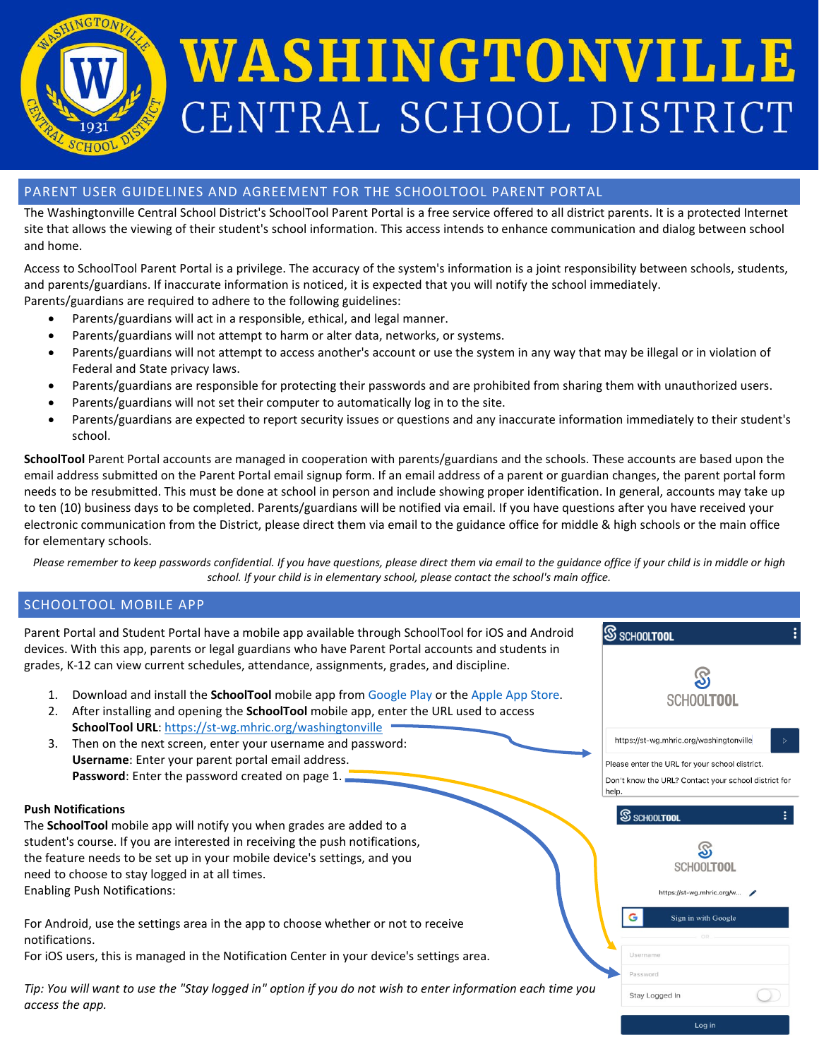# WASHINGTONVILLE CENTRAL SCHOOL DISTRICT

## PARENT USER GUIDELINES AND AGREEMENT FOR THE SCHOOLTOOL PARENT PORTAL

The Washingtonville Central School District's SchoolTool Parent Portal is a free service offered to all district parents. It is a protected Internet site that allows the viewing of their student's school information. This access intends to enhance communication and dialog between school and home.

Access to SchoolTool Parent Portal is a privilege. The accuracy of the system's information is a joint responsibility between schools, students, and parents/guardians. If inaccurate information is noticed, it is expected that you will notify the school immediately.
Parents/guardians are required to adhere to the following guidelines:

- Parents/guardians will act in a responsible, ethical, and legal manner.
- Parents/guardians will not attempt to harm or alter data, networks, or systems.
- Parents/guardians will not attempt to access another's account or use the system in any way that may be illegal or in violation of Federal and State privacy laws.
- Parents/guardians are responsible for protecting their passwords and are prohibited from sharing them with unauthorized users.
- Parents/guardians will not set their computer to automatically log in to the site.
- Parents/guardians are expected to report security issues or questions and any inaccurate information immediately to their student's school.

**SchoolTool** Parent Portal accounts are managed in cooperation with parents/guardians and the schools. These accounts are based upon the email address submitted on the Parent Portal email signup form. If an email address of a parent or guardian changes, the parent portal form needs to be resubmitted. This must be done at school in person and include showing proper identification. In general, accounts may take up to ten (10) business days to be completed. Parents/guardians will be notified via email. If you have questions after you have received your electronic communication from the District, please direct them via email to the guidance office for middle & high schools or the main office for elementary schools.

*Please remember to keep passwords confidential. If you have questions, please direct them via email to the guidance office if your child is in middle or high school. If your child is in elementary school, please contact the school's main office.*

## SCHOOLTOOL MOBILE APP

Parent Portal and Student Portal have a mobile app available through SchoolTool for iOS and Android devices. With this app, parents or legal guardians who have Parent Portal accounts and students in grades, K-12 can view current schedules, attendance, assignments, grades, and discipline.

1. Download and install the **SchoolTool** mobile app from Google Play or the Apple App Store.
2. After installing and opening the **SchoolTool** mobile app, enter the URL used to access **SchoolTool URL**: https://st-wg.mhric.org/washingtonville
3. Then on the next screen, enter your username and password:
   **Username**: Enter your parent portal email address.
   **Password**: Enter the password created on page 1.

SCHOOLTOOL

https://st-wg.mhric.org/washingtonville

Please enter the URL for your school district.

Don't know the URL? Contact your school district for help.

SCHOOLTOOL

https://st-wg.mhric.org/w...

Sign in with Google

OR

Username

Password

Stay Logged In

Log in

**Push Notifications**

The **SchoolTool** mobile app will notify you when grades are added to a student's course. If you are interested in receiving the push notifications, the feature needs to be set up in your mobile device's settings, and you need to choose to stay logged in at all times.
Enabling Push Notifications:

For Android, use the settings area in the app to choose whether or not to receive notifications.
For iOS users, this is managed in the Notification Center in your device's settings area.

*Tip: You will want to use the "Stay logged in" option if you do not wish to enter information each time you access the app.*